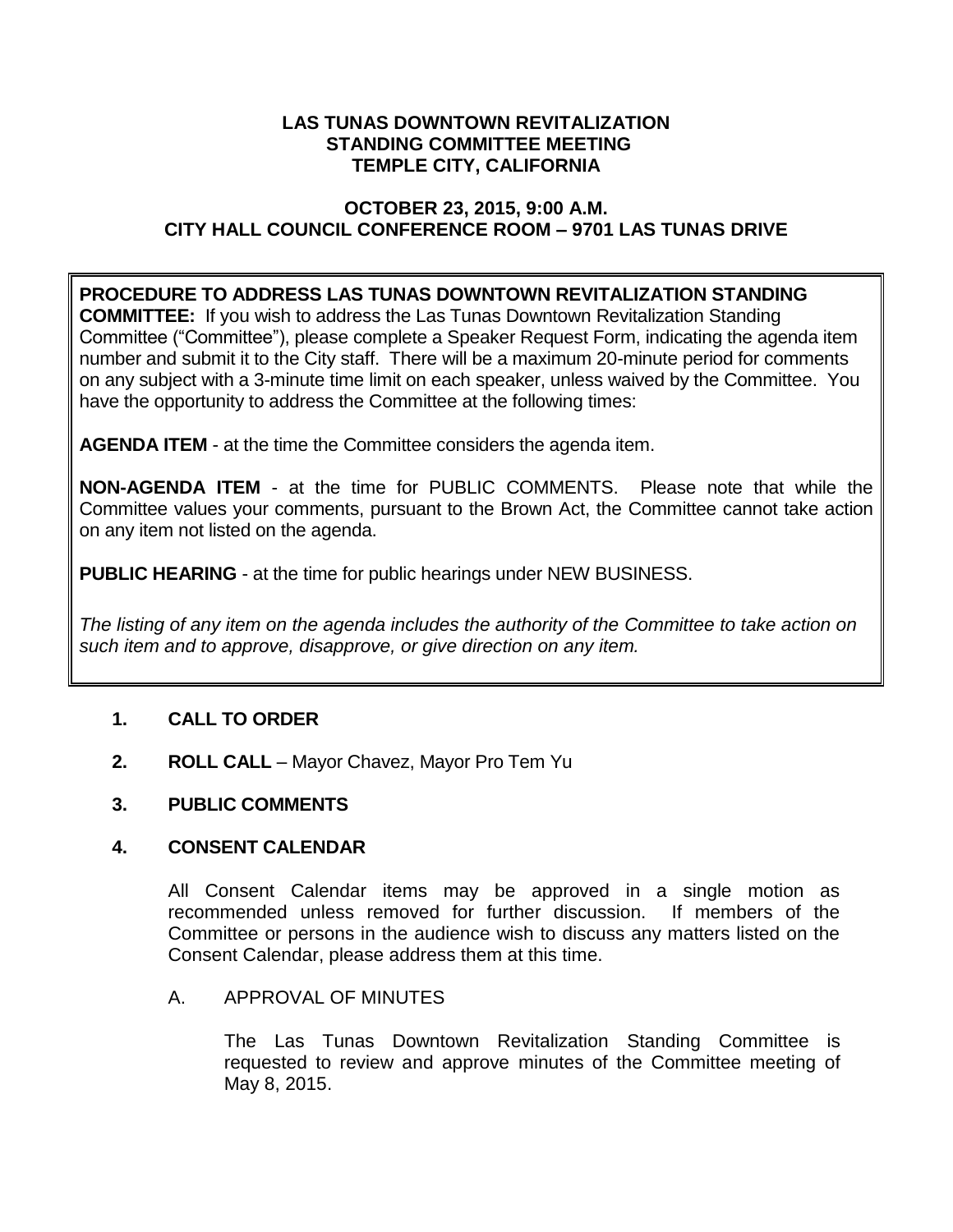# LAS TUNAS DOWNTOWN REVITALIZATION STANDING COMMITTEE MEETING TEMPLE CITY, CALIFORNIA

## OCTOBER 23, 2015, 9:00 A.M. CITY HALL COUNCIL CONFERENCE ROOM – 9701 LAS TUNAS DRIVE

**PROCEDURE TO ADDRESS LAS TUNAS DOWNTOWN REVITALIZATION STANDING COMMITTEE:** If you wish to address the Las Tunas Downtown Revitalization Standing Committee ("Committee"), please complete a Speaker Request Form, indicating the agenda item number and submit it to the City staff. There will be a maximum 20-minute period for comments on any subject with a 3-minute time limit on each speaker, unless waived by the Committee. You have the opportunity to address the Committee at the following times:

**AGENDA ITEM** - at the time the Committee considers the agenda item.

**NON-AGENDA ITEM** - at the time for PUBLIC COMMENTS. Please note that while the Committee values your comments, pursuant to the Brown Act, the Committee cannot take action on any item not listed on the agenda.

**PUBLIC HEARING** - at the time for public hearings under NEW BUSINESS.

*The listing of any item on the agenda includes the authority of the Committee to take action on such item and to approve, disapprove, or give direction on any item.*

**1. CALL TO ORDER**

**2. ROLL CALL** – Mayor Chavez, Mayor Pro Tem Yu

**3. PUBLIC COMMENTS**

**4. CONSENT CALENDAR**

All Consent Calendar items may be approved in a single motion as recommended unless removed for further discussion. If members of the Committee or persons in the audience wish to discuss any matters listed on the Consent Calendar, please address them at this time.

A. APPROVAL OF MINUTES

The Las Tunas Downtown Revitalization Standing Committee is requested to review and approve minutes of the Committee meeting of May 8, 2015.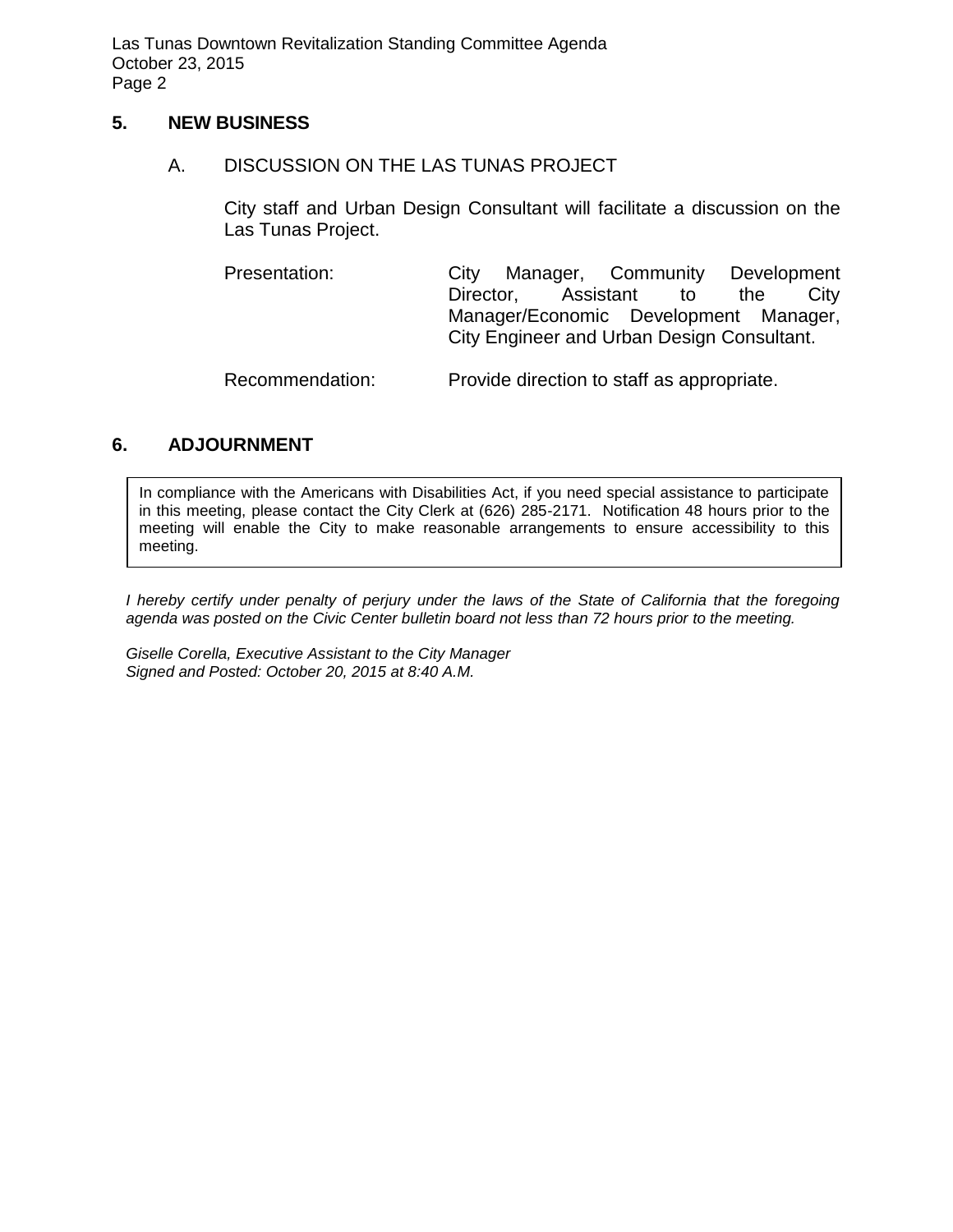## 5. NEW BUSINESS

A. DISCUSSION ON THE LAS TUNAS PROJECT

City staff and Urban Design Consultant will facilitate a discussion on the Las Tunas Project.

Presentation: City Manager, Community Development Director, Assistant to the City Manager/Economic Development Manager, City Engineer and Urban Design Consultant.

Recommendation: Provide direction to staff as appropriate.

## 6. ADJOURNMENT

In compliance with the Americans with Disabilities Act, if you need special assistance to participate in this meeting, please contact the City Clerk at (626) 285-2171. Notification 48 hours prior to the meeting will enable the City to make reasonable arrangements to ensure accessibility to this meeting.

*I hereby certify under penalty of perjury under the laws of the State of California that the foregoing agenda was posted on the Civic Center bulletin board not less than 72 hours prior to the meeting.*

*Giselle Corella, Executive Assistant to the City Manager*
*Signed and Posted: October 20, 2015 at 8:40 A.M.*